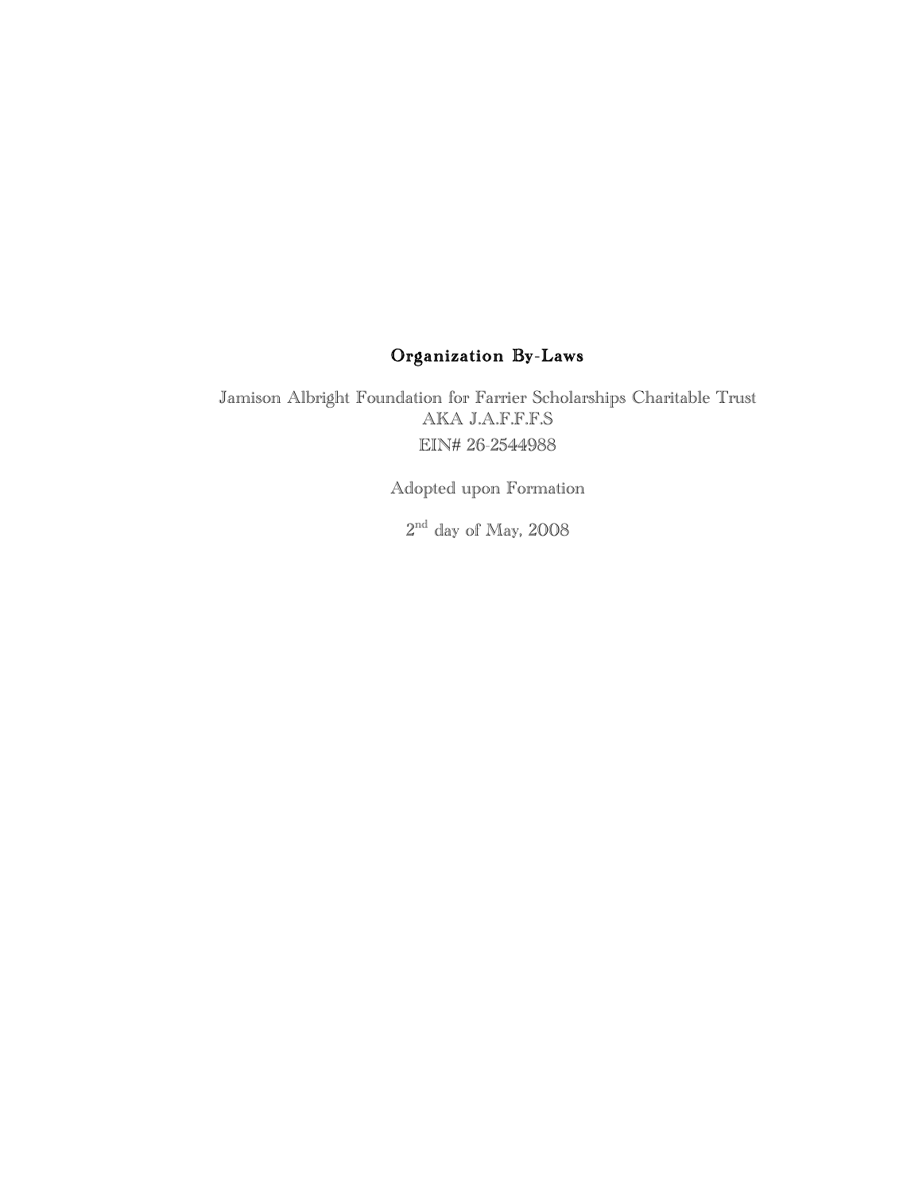# Organization By-Laws

Jamison Albright Foundation for Farrier Scholarships Charitable Trust
AKA J.A.F.F.F.S

EIN# 26-2544988

Adopted upon Formation

2nd day of May, 2008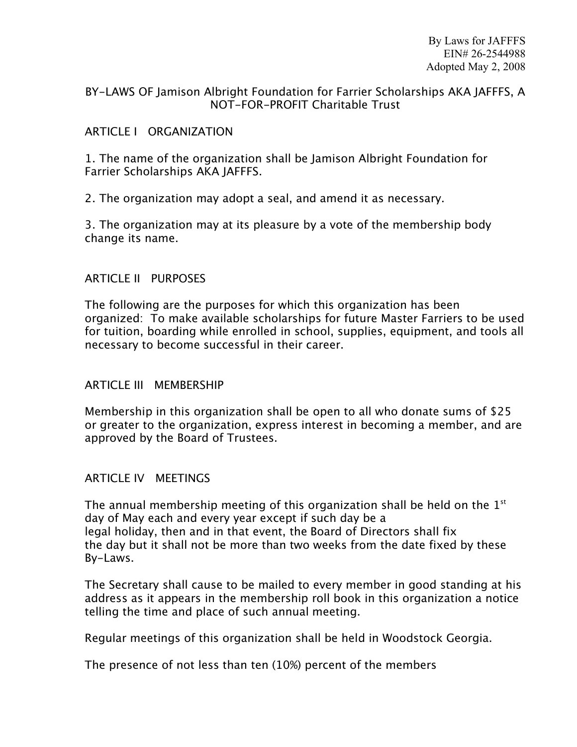By Laws for JAFFFS
EIN# 26-2544988
Adopted May 2, 2008

BY-LAWS OF Jamison Albright Foundation for Farrier Scholarships AKA JAFFFS, A NOT-FOR-PROFIT Charitable Trust

## ARTICLE I ORGANIZATION

1. The name of the organization shall be Jamison Albright Foundation for Farrier Scholarships AKA JAFFFS.

2. The organization may adopt a seal, and amend it as necessary.

3. The organization may at its pleasure by a vote of the membership body change its name.

## ARTICLE II PURPOSES

The following are the purposes for which this organization has been organized: To make available scholarships for future Master Farriers to be used for tuition, boarding while enrolled in school, supplies, equipment, and tools all necessary to become successful in their career.

## ARTICLE III MEMBERSHIP

Membership in this organization shall be open to all who donate sums of $25 or greater to the organization, express interest in becoming a member, and are approved by the Board of Trustees.

## ARTICLE IV MEETINGS

The annual membership meeting of this organization shall be held on the 1st day of May each and every year except if such day be a legal holiday, then and in that event, the Board of Directors shall fix the day but it shall not be more than two weeks from the date fixed by these By-Laws.

The Secretary shall cause to be mailed to every member in good standing at his address as it appears in the membership roll book in this organization a notice telling the time and place of such annual meeting.

Regular meetings of this organization shall be held in Woodstock Georgia.

The presence of not less than ten (10%) percent of the members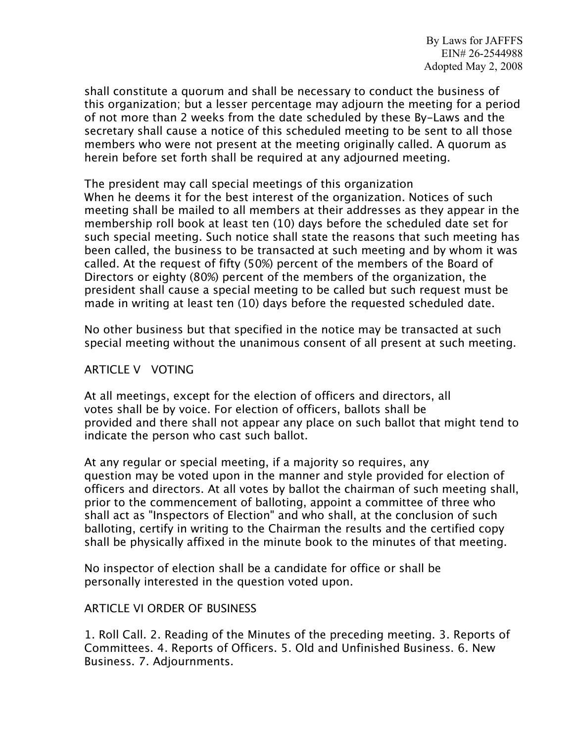shall constitute a quorum and shall be necessary to conduct the business of this organization; but a lesser percentage may adjourn the meeting for a period of not more than 2 weeks from the date scheduled by these By-Laws and the secretary shall cause a notice of this scheduled meeting to be sent to all those members who were not present at the meeting originally called. A quorum as herein before set forth shall be required at any adjourned meeting.

The president may call special meetings of this organization When he deems it for the best interest of the organization. Notices of such meeting shall be mailed to all members at their addresses as they appear in the membership roll book at least ten (10) days before the scheduled date set for such special meeting. Such notice shall state the reasons that such meeting has been called, the business to be transacted at such meeting and by whom it was called. At the request of fifty (50%) percent of the members of the Board of Directors or eighty (80%) percent of the members of the organization, the president shall cause a special meeting to be called but such request must be made in writing at least ten (10) days before the requested scheduled date.

No other business but that specified in the notice may be transacted at such special meeting without the unanimous consent of all present at such meeting.

## ARTICLE V VOTING

At all meetings, except for the election of officers and directors, all votes shall be by voice. For election of officers, ballots shall be provided and there shall not appear any place on such ballot that might tend to indicate the person who cast such ballot.

At any regular or special meeting, if a majority so requires, any question may be voted upon in the manner and style provided for election of officers and directors. At all votes by ballot the chairman of such meeting shall, prior to the commencement of balloting, appoint a committee of three who shall act as "Inspectors of Election" and who shall, at the conclusion of such balloting, certify in writing to the Chairman the results and the certified copy shall be physically affixed in the minute book to the minutes of that meeting.

No inspector of election shall be a candidate for office or shall be personally interested in the question voted upon.

## ARTICLE VI ORDER OF BUSINESS

1. Roll Call. 2. Reading of the Minutes of the preceding meeting. 3. Reports of Committees. 4. Reports of Officers. 5. Old and Unfinished Business. 6. New Business. 7. Adjournments.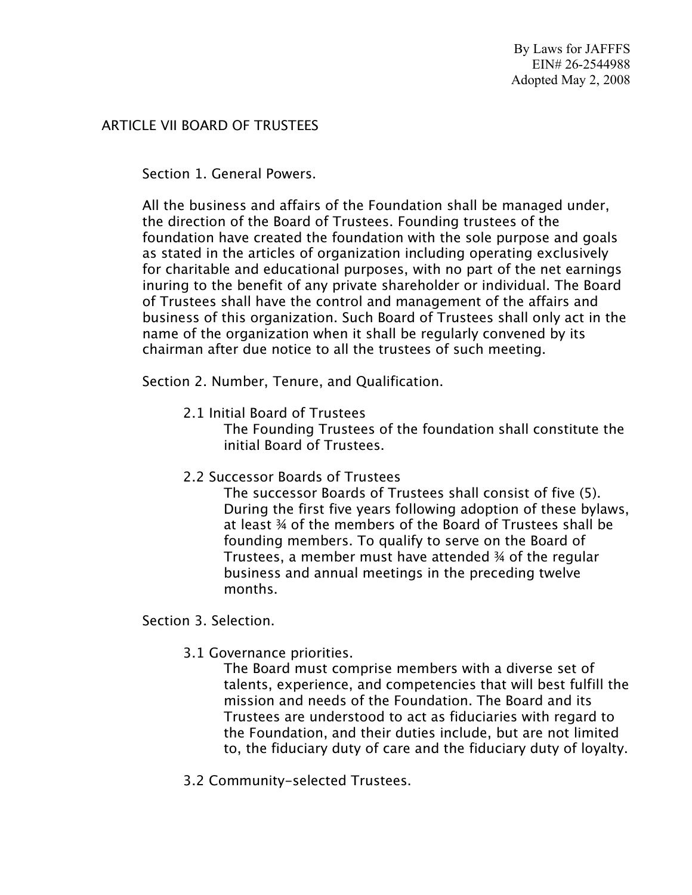## ARTICLE VII BOARD OF TRUSTEES

### Section 1. General Powers.

All the business and affairs of the Foundation shall be managed under, the direction of the Board of Trustees. Founding trustees of the foundation have created the foundation with the sole purpose and goals as stated in the articles of organization including operating exclusively for charitable and educational purposes, with no part of the net earnings inuring to the benefit of any private shareholder or individual. The Board of Trustees shall have the control and management of the affairs and business of this organization. Such Board of Trustees shall only act in the name of the organization when it shall be regularly convened by its chairman after due notice to all the trustees of such meeting.

### Section 2. Number, Tenure, and Qualification.

#### 2.1 Initial Board of Trustees

The Founding Trustees of the foundation shall constitute the initial Board of Trustees.

#### 2.2 Successor Boards of Trustees

The successor Boards of Trustees shall consist of five (5). During the first five years following adoption of these bylaws, at least ¾ of the members of the Board of Trustees shall be founding members. To qualify to serve on the Board of Trustees, a member must have attended ¾ of the regular business and annual meetings in the preceding twelve months.

### Section 3. Selection.

#### 3.1 Governance priorities.

The Board must comprise members with a diverse set of talents, experience, and competencies that will best fulfill the mission and needs of the Foundation. The Board and its Trustees are understood to act as fiduciaries with regard to the Foundation, and their duties include, but are not limited to, the fiduciary duty of care and the fiduciary duty of loyalty.

#### 3.2 Community-selected Trustees.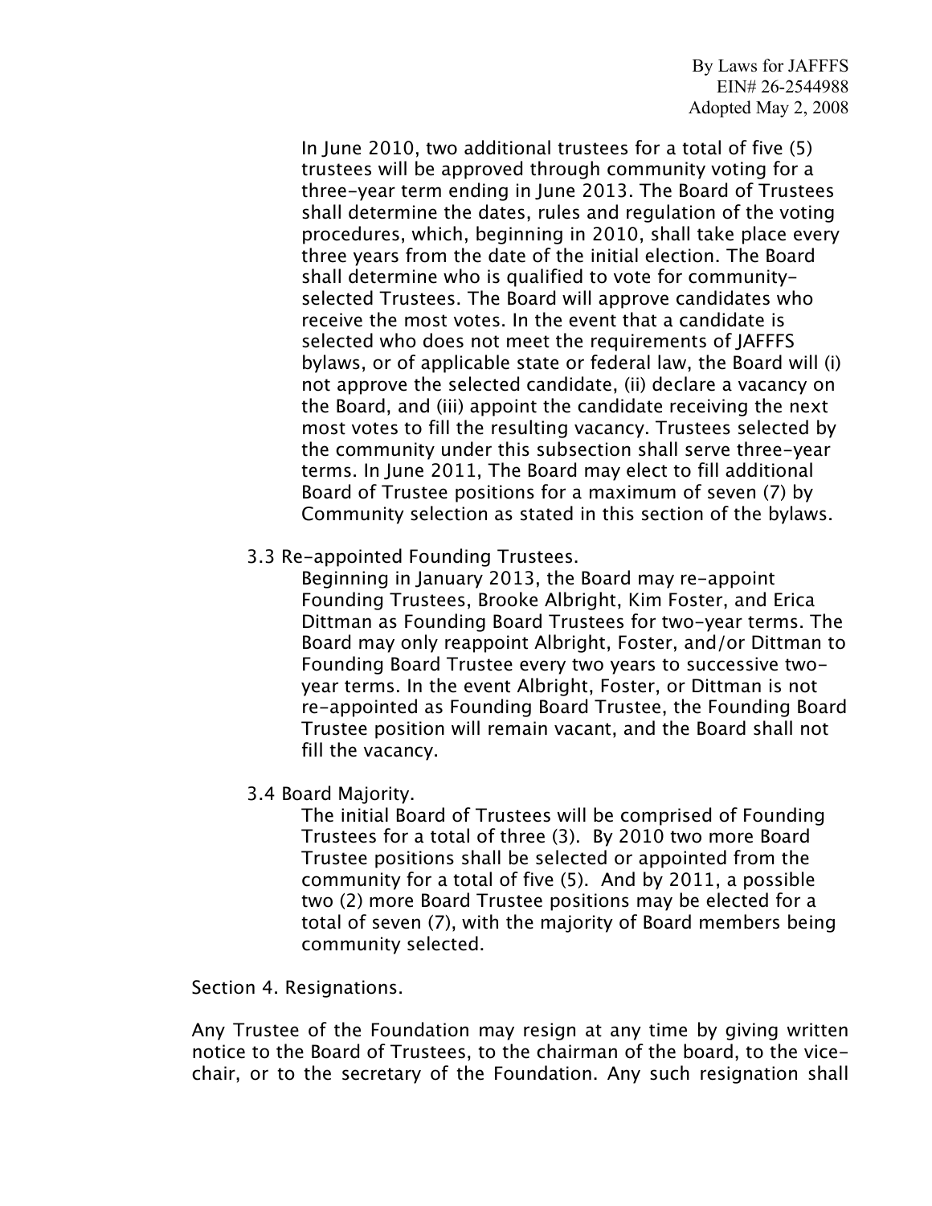In June 2010, two additional trustees for a total of five (5) trustees will be approved through community voting for a three-year term ending in June 2013. The Board of Trustees shall determine the dates, rules and regulation of the voting procedures, which, beginning in 2010, shall take place every three years from the date of the initial election. The Board shall determine who is qualified to vote for community-selected Trustees. The Board will approve candidates who receive the most votes. In the event that a candidate is selected who does not meet the requirements of JAFFFS bylaws, or of applicable state or federal law, the Board will (i) not approve the selected candidate, (ii) declare a vacancy on the Board, and (iii) appoint the candidate receiving the next most votes to fill the resulting vacancy. Trustees selected by the community under this subsection shall serve three-year terms. In June 2011, The Board may elect to fill additional Board of Trustee positions for a maximum of seven (7) by Community selection as stated in this section of the bylaws.

3.3 Re-appointed Founding Trustees.

Beginning in January 2013, the Board may re-appoint Founding Trustees, Brooke Albright, Kim Foster, and Erica Dittman as Founding Board Trustees for two-year terms. The Board may only reappoint Albright, Foster, and/or Dittman to Founding Board Trustee every two years to successive two-year terms. In the event Albright, Foster, or Dittman is not re-appointed as Founding Board Trustee, the Founding Board Trustee position will remain vacant, and the Board shall not fill the vacancy.

3.4 Board Majority.

The initial Board of Trustees will be comprised of Founding Trustees for a total of three (3). By 2010 two more Board Trustee positions shall be selected or appointed from the community for a total of five (5). And by 2011, a possible two (2) more Board Trustee positions may be elected for a total of seven (7), with the majority of Board members being community selected.

Section 4. Resignations.

Any Trustee of the Foundation may resign at any time by giving written notice to the Board of Trustees, to the chairman of the board, to the vice-chair, or to the secretary of the Foundation. Any such resignation shall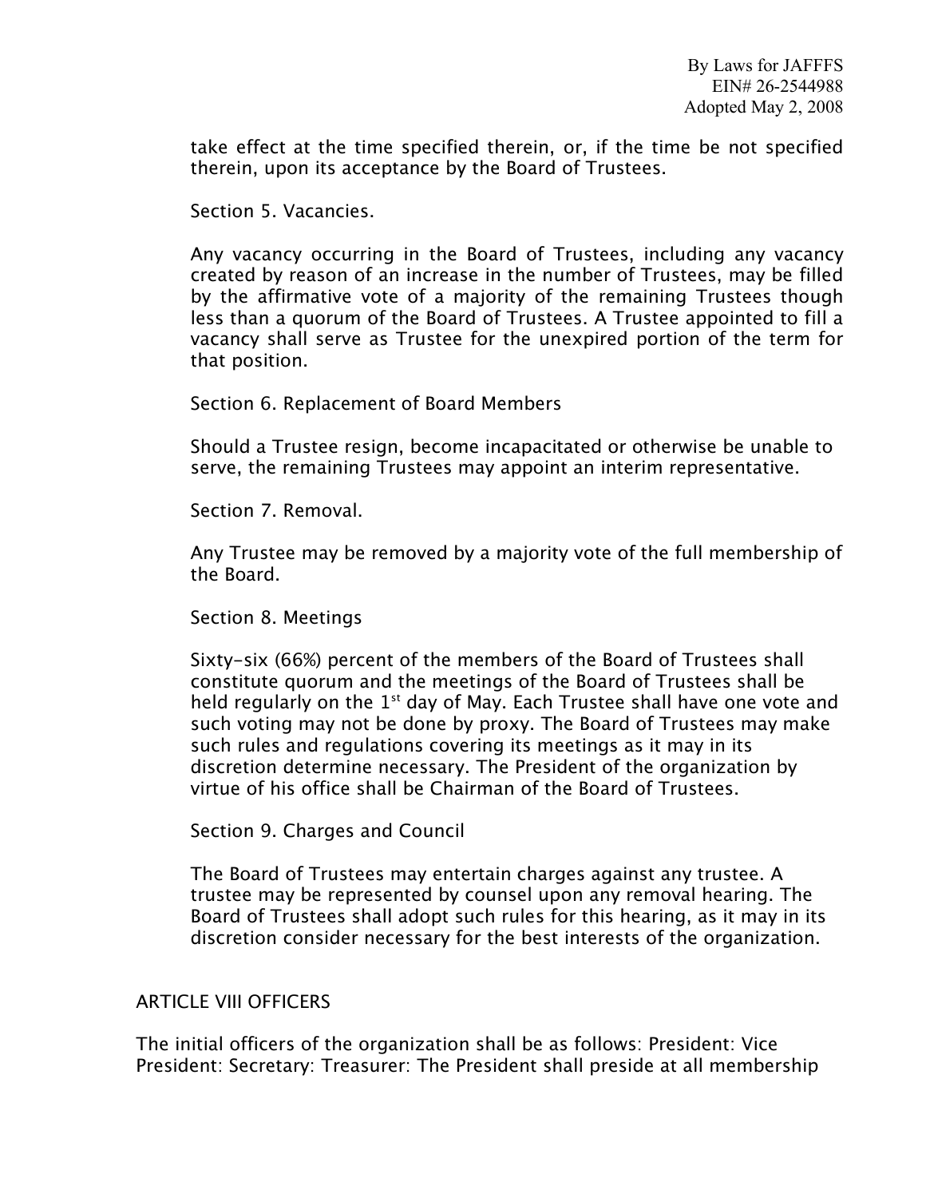take effect at the time specified therein, or, if the time be not specified therein, upon its acceptance by the Board of Trustees.

Section 5. Vacancies.

Any vacancy occurring in the Board of Trustees, including any vacancy created by reason of an increase in the number of Trustees, may be filled by the affirmative vote of a majority of the remaining Trustees though less than a quorum of the Board of Trustees. A Trustee appointed to fill a vacancy shall serve as Trustee for the unexpired portion of the term for that position.

Section 6. Replacement of Board Members

Should a Trustee resign, become incapacitated or otherwise be unable to serve, the remaining Trustees may appoint an interim representative.

Section 7. Removal.

Any Trustee may be removed by a majority vote of the full membership of the Board.

Section 8. Meetings

Sixty-six (66%) percent of the members of the Board of Trustees shall constitute quorum and the meetings of the Board of Trustees shall be held regularly on the 1st day of May. Each Trustee shall have one vote and such voting may not be done by proxy. The Board of Trustees may make such rules and regulations covering its meetings as it may in its discretion determine necessary. The President of the organization by virtue of his office shall be Chairman of the Board of Trustees.

Section 9. Charges and Council

The Board of Trustees may entertain charges against any trustee. A trustee may be represented by counsel upon any removal hearing. The Board of Trustees shall adopt such rules for this hearing, as it may in its discretion consider necessary for the best interests of the organization.

## ARTICLE VIII OFFICERS

The initial officers of the organization shall be as follows: President: Vice President: Secretary: Treasurer: The President shall preside at all membership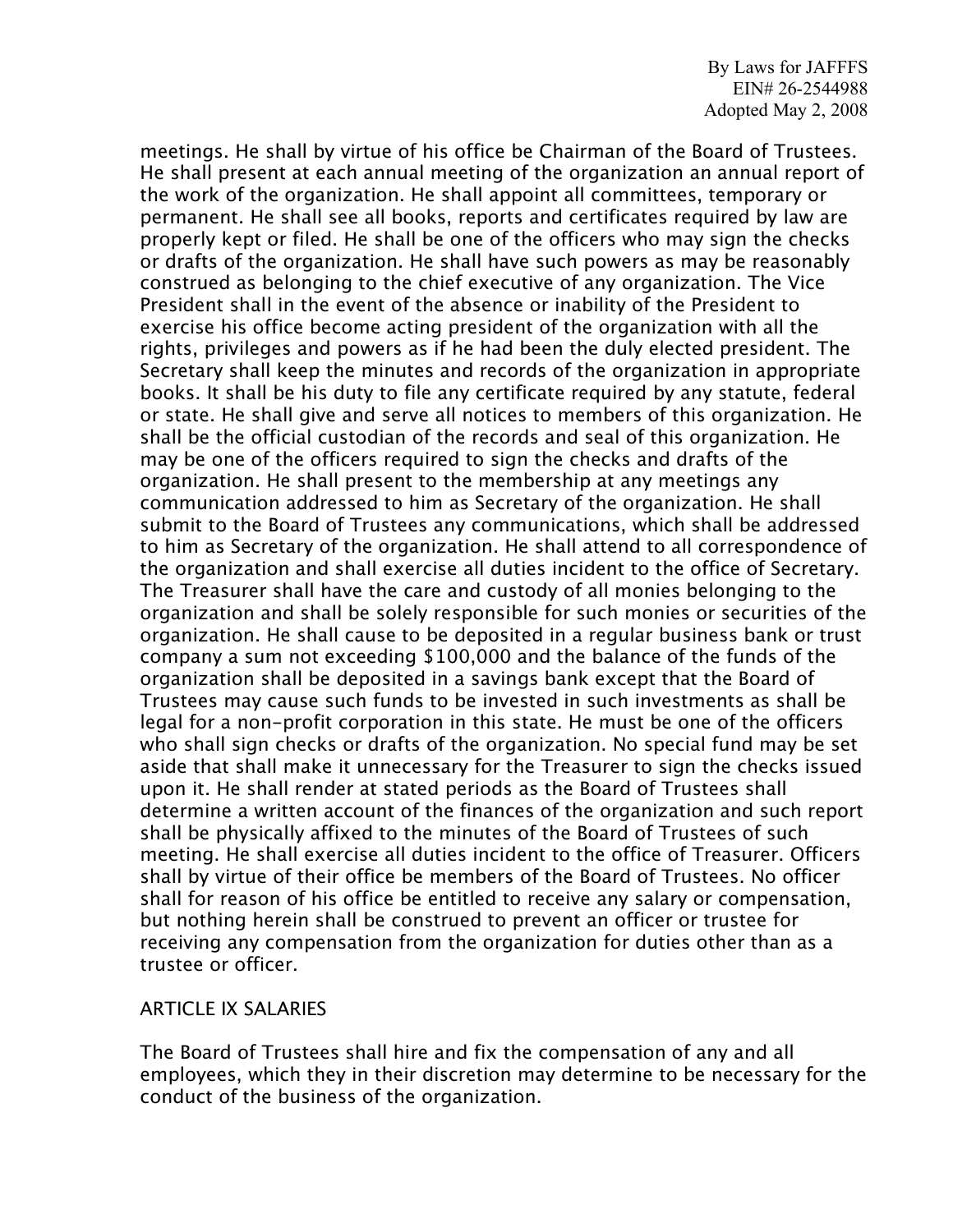meetings. He shall by virtue of his office be Chairman of the Board of Trustees. He shall present at each annual meeting of the organization an annual report of the work of the organization. He shall appoint all committees, temporary or permanent. He shall see all books, reports and certificates required by law are properly kept or filed. He shall be one of the officers who may sign the checks or drafts of the organization. He shall have such powers as may be reasonably construed as belonging to the chief executive of any organization. The Vice President shall in the event of the absence or inability of the President to exercise his office become acting president of the organization with all the rights, privileges and powers as if he had been the duly elected president. The Secretary shall keep the minutes and records of the organization in appropriate books. It shall be his duty to file any certificate required by any statute, federal or state. He shall give and serve all notices to members of this organization. He shall be the official custodian of the records and seal of this organization. He may be one of the officers required to sign the checks and drafts of the organization. He shall present to the membership at any meetings any communication addressed to him as Secretary of the organization. He shall submit to the Board of Trustees any communications, which shall be addressed to him as Secretary of the organization. He shall attend to all correspondence of the organization and shall exercise all duties incident to the office of Secretary. The Treasurer shall have the care and custody of all monies belonging to the organization and shall be solely responsible for such monies or securities of the organization. He shall cause to be deposited in a regular business bank or trust company a sum not exceeding $100,000 and the balance of the funds of the organization shall be deposited in a savings bank except that the Board of Trustees may cause such funds to be invested in such investments as shall be legal for a non-profit corporation in this state. He must be one of the officers who shall sign checks or drafts of the organization. No special fund may be set aside that shall make it unnecessary for the Treasurer to sign the checks issued upon it. He shall render at stated periods as the Board of Trustees shall determine a written account of the finances of the organization and such report shall be physically affixed to the minutes of the Board of Trustees of such meeting. He shall exercise all duties incident to the office of Treasurer. Officers shall by virtue of their office be members of the Board of Trustees. No officer shall for reason of his office be entitled to receive any salary or compensation, but nothing herein shall be construed to prevent an officer or trustee for receiving any compensation from the organization for duties other than as a trustee or officer.

## ARTICLE IX SALARIES

The Board of Trustees shall hire and fix the compensation of any and all employees, which they in their discretion may determine to be necessary for the conduct of the business of the organization.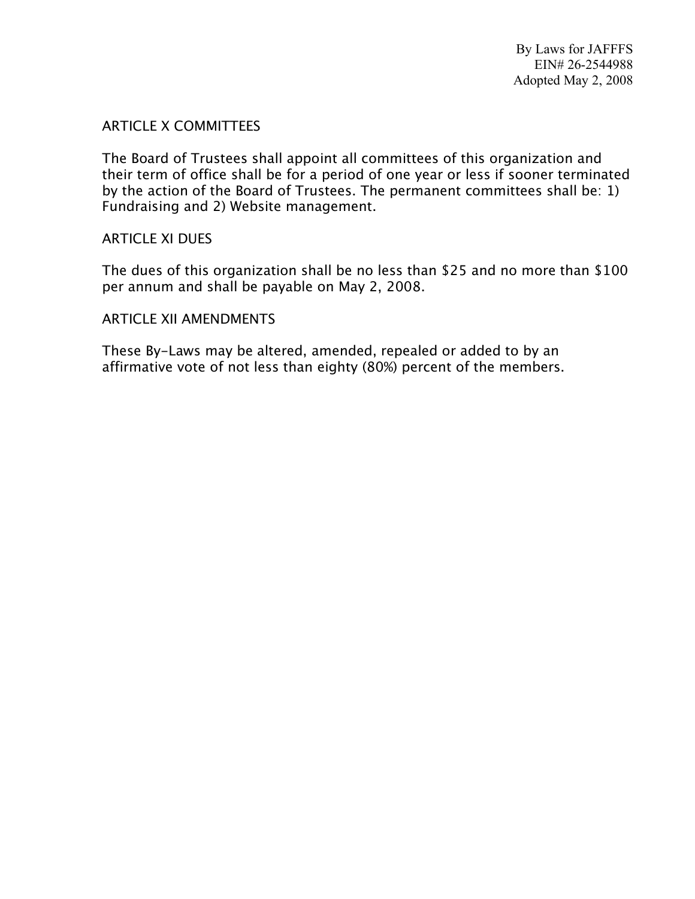## ARTICLE X COMMITTEES

The Board of Trustees shall appoint all committees of this organization and their term of office shall be for a period of one year or less if sooner terminated by the action of the Board of Trustees. The permanent committees shall be: 1) Fundraising and 2) Website management.

## ARTICLE XI DUES

The dues of this organization shall be no less than $25 and no more than $100 per annum and shall be payable on May 2, 2008.

## ARTICLE XII AMENDMENTS

These By-Laws may be altered, amended, repealed or added to by an affirmative vote of not less than eighty (80%) percent of the members.